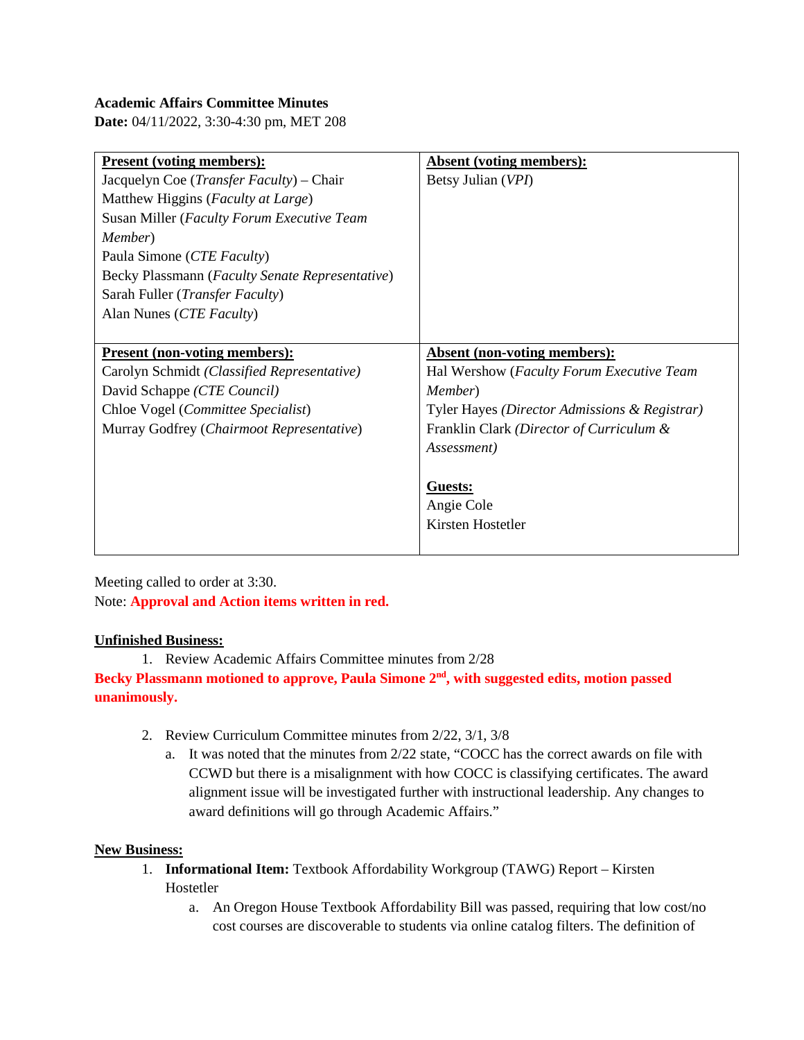**Academic Affairs Committee Minutes**
**Date:** 04/11/2022, 3:30-4:30 pm, MET 208

| **Present (voting members):** | **Absent (voting members):** |
|---|---|
| Jacquelyn Coe (*Transfer Faculty*) – Chair<br>Matthew Higgins (*Faculty at Large*)<br>Susan Miller (*Faculty Forum Executive Team Member*)<br>Paula Simone (*CTE Faculty*)<br>Becky Plassmann (*Faculty Senate Representative*)<br>Sarah Fuller (*Transfer Faculty*)<br>Alan Nunes (*CTE Faculty*) | Betsy Julian (*VPI*) |
| **Present (non-voting members):** | **Absent (non-voting members):** |
| Carolyn Schmidt *(Classified Representative)*<br>David Schappe *(CTE Council)*<br>Chloe Vogel (*Committee Specialist*)<br>Murray Godfrey (*Chairmoot Representative*) | Hal Wershow (*Faculty Forum Executive Team Member*)<br>Tyler Hayes *(Director Admissions & Registrar)*<br>Franklin Clark *(Director of Curriculum & Assessment)*<br><br>**Guests:**<br>Angie Cole<br>Kirsten Hostetler |

Meeting called to order at 3:30.
Note: **Approval and Action items written in red.**

**Unfinished Business:**

1. Review Academic Affairs Committee minutes from 2/28

**Becky Plassmann motioned to approve, Paula Simone 2nd, with suggested edits, motion passed unanimously.**

2. Review Curriculum Committee minutes from 2/22, 3/1, 3/8
   a. It was noted that the minutes from 2/22 state, "COCC has the correct awards on file with CCWD but there is a misalignment with how COCC is classifying certificates. The award alignment issue will be investigated further with instructional leadership. Any changes to award definitions will go through Academic Affairs."

**New Business:**

1. **Informational Item:** Textbook Affordability Workgroup (TAWG) Report – Kirsten Hostetler
   a. An Oregon House Textbook Affordability Bill was passed, requiring that low cost/no cost courses are discoverable to students via online catalog filters. The definition of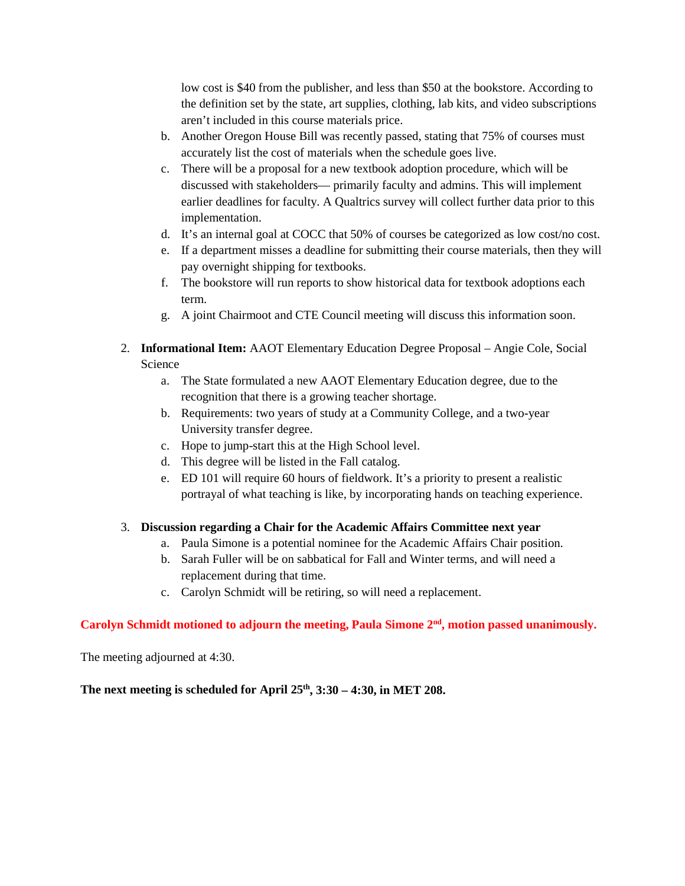low cost is $40 from the publisher, and less than $50 at the bookstore. According to the definition set by the state, art supplies, clothing, lab kits, and video subscriptions aren't included in this course materials price.

b. Another Oregon House Bill was recently passed, stating that 75% of courses must accurately list the cost of materials when the schedule goes live.
c. There will be a proposal for a new textbook adoption procedure, which will be discussed with stakeholders— primarily faculty and admins. This will implement earlier deadlines for faculty. A Qualtrics survey will collect further data prior to this implementation.
d. It's an internal goal at COCC that 50% of courses be categorized as low cost/no cost.
e. If a department misses a deadline for submitting their course materials, then they will pay overnight shipping for textbooks.
f. The bookstore will run reports to show historical data for textbook adoptions each term.
g. A joint Chairmoot and CTE Council meeting will discuss this information soon.

2. **Informational Item:** AAOT Elementary Education Degree Proposal – Angie Cole, Social Science
   a. The State formulated a new AAOT Elementary Education degree, due to the recognition that there is a growing teacher shortage.
   b. Requirements: two years of study at a Community College, and a two-year University transfer degree.
   c. Hope to jump-start this at the High School level.
   d. This degree will be listed in the Fall catalog.
   e. ED 101 will require 60 hours of fieldwork. It's a priority to present a realistic portrayal of what teaching is like, by incorporating hands on teaching experience.

3. **Discussion regarding a Chair for the Academic Affairs Committee next year**
   a. Paula Simone is a potential nominee for the Academic Affairs Chair position.
   b. Sarah Fuller will be on sabbatical for Fall and Winter terms, and will need a replacement during that time.
   c. Carolyn Schmidt will be retiring, so will need a replacement.

**Carolyn Schmidt motioned to adjourn the meeting, Paula Simone 2nd, motion passed unanimously.**

The meeting adjourned at 4:30.

**The next meeting is scheduled for April 25th, 3:30 – 4:30, in MET 208.**